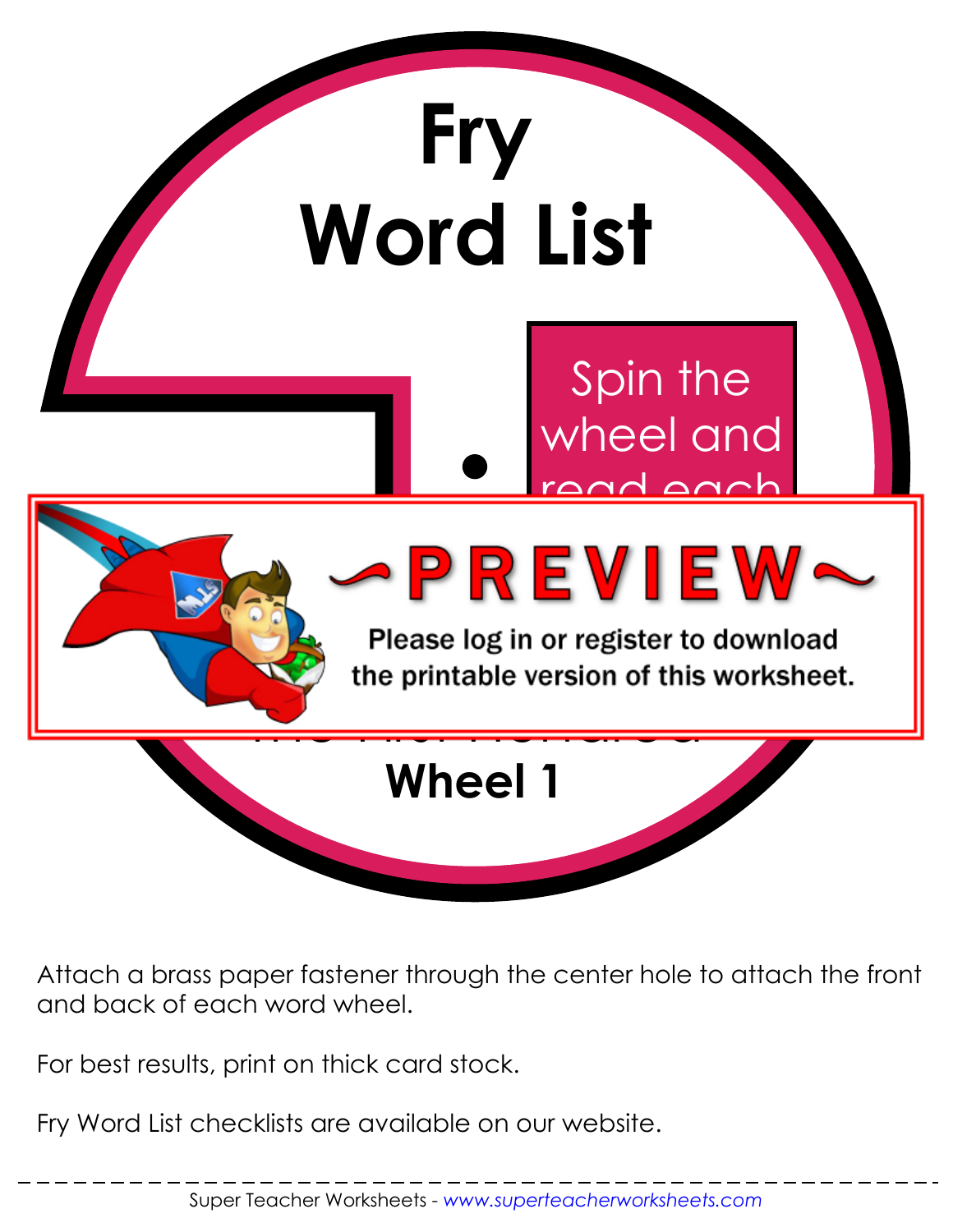# Fry Word List

Spin the wheel and read each

~PREVIEW~

Please log in or register to download the printable version of this worksheet.

**Wheel 1**

Attach a brass paper fastener through the center hole to attach the front and back of each word wheel.

For best results, print on thick card stock.

Fry Word List checklists are available on our website.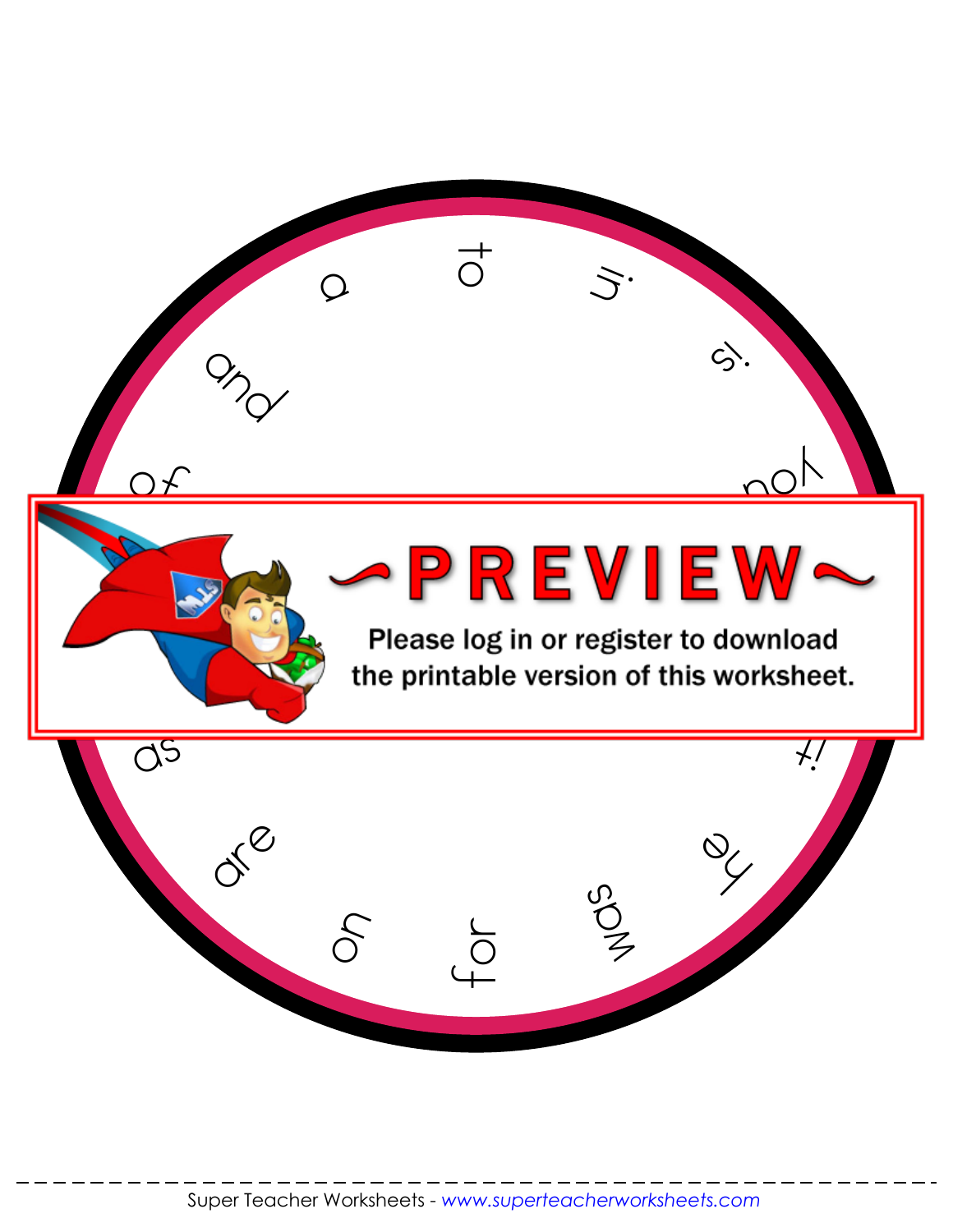to

in

is

you

it

he

was

for

on

are

as

of

and

a

~PREVIEW~

Please log in or register to download the printable version of this worksheet.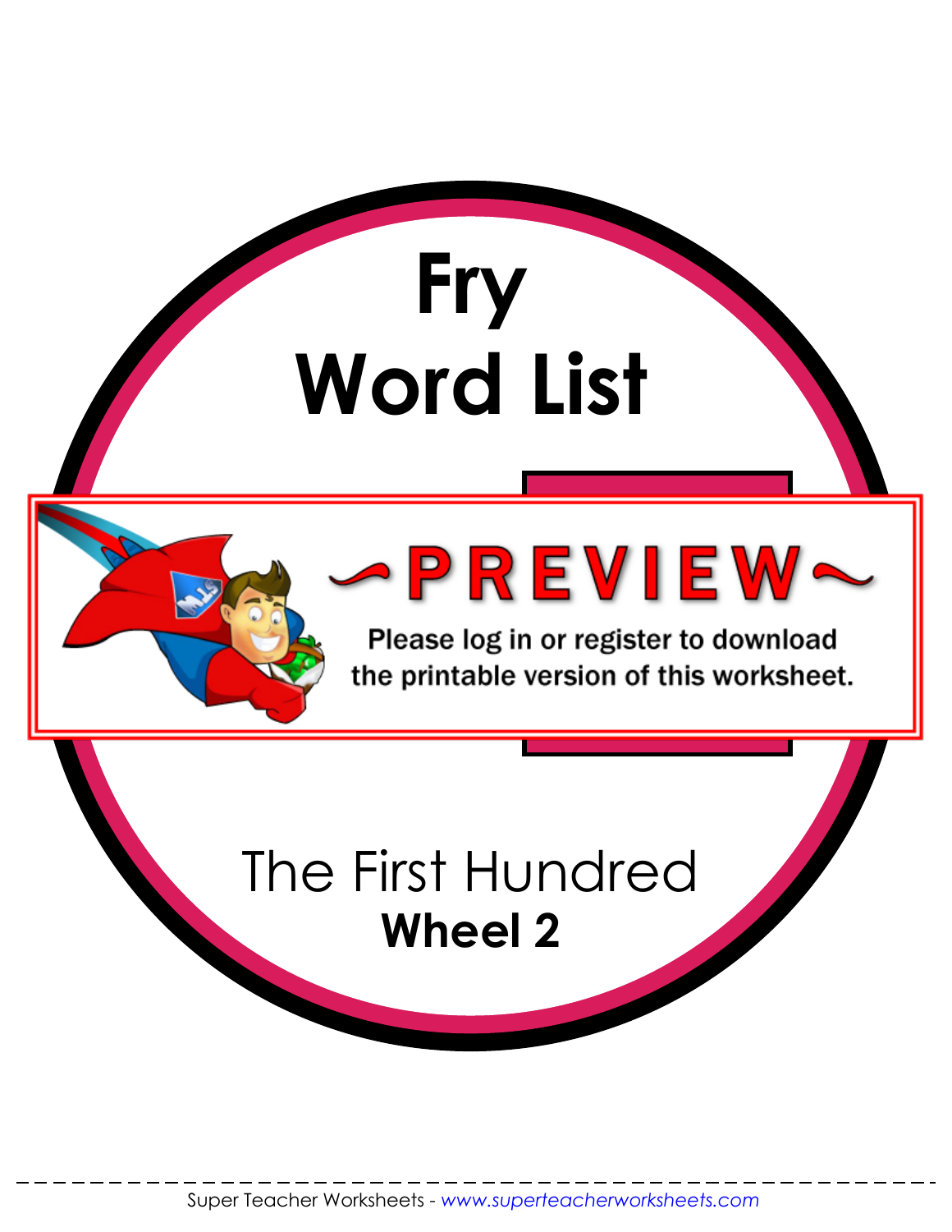# Fry Word List

## The First Hundred

**Wheel 2**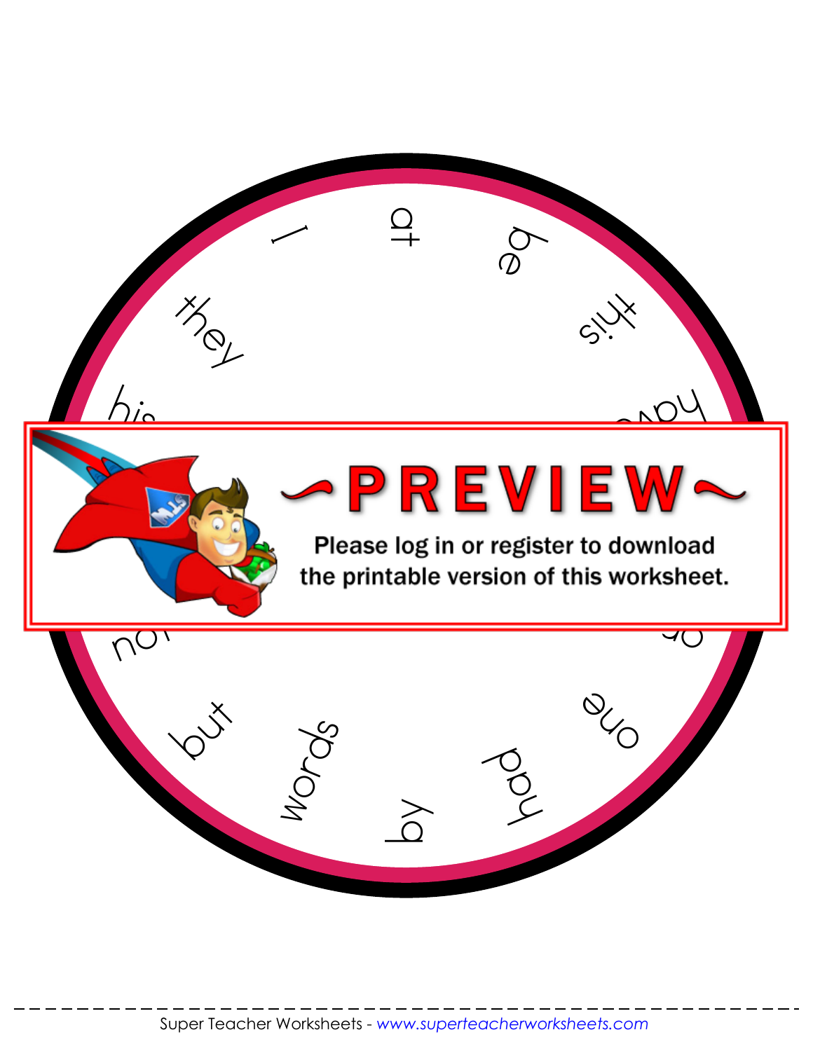I

at

be

they

this

his

have

not

but

words

by

had

one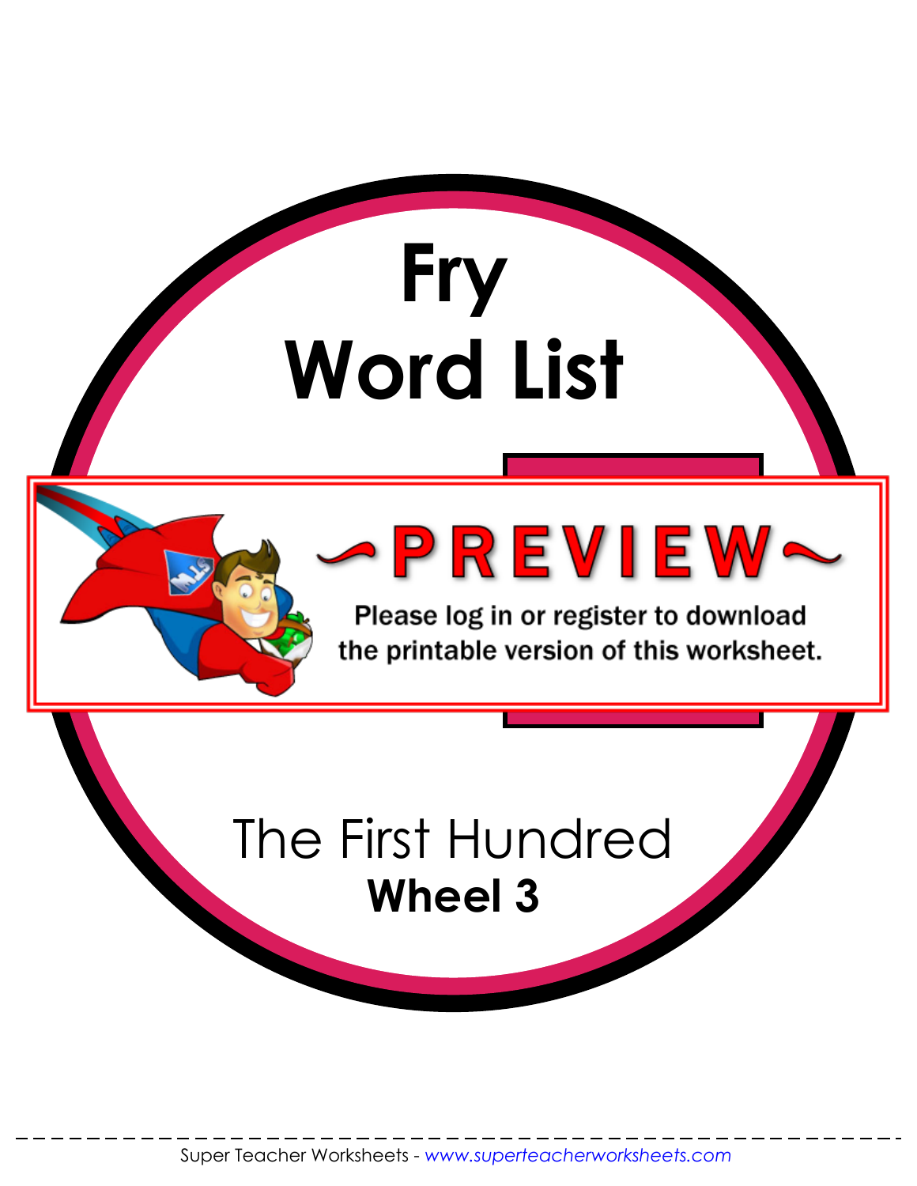# Fry Word List

The First Hundred

**Wheel 3**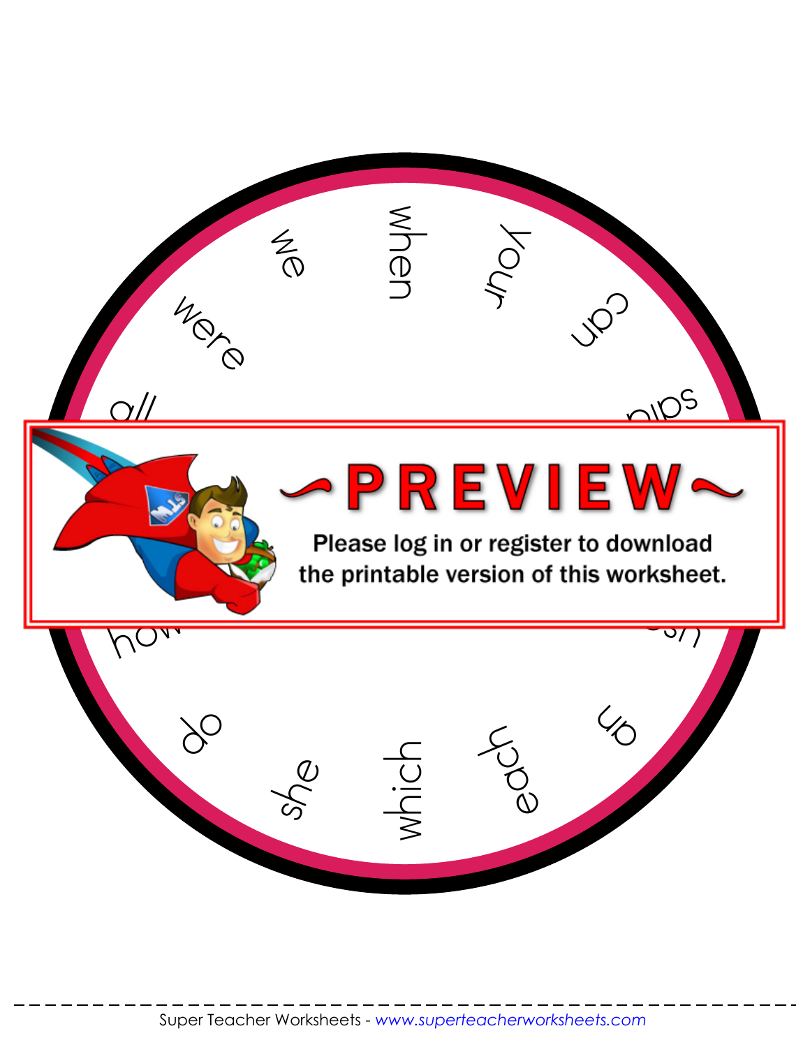when

your

can

said

up

each

which

she

do

how

all

were

we

~PREVIEW~

Please log in or register to download the printable version of this worksheet.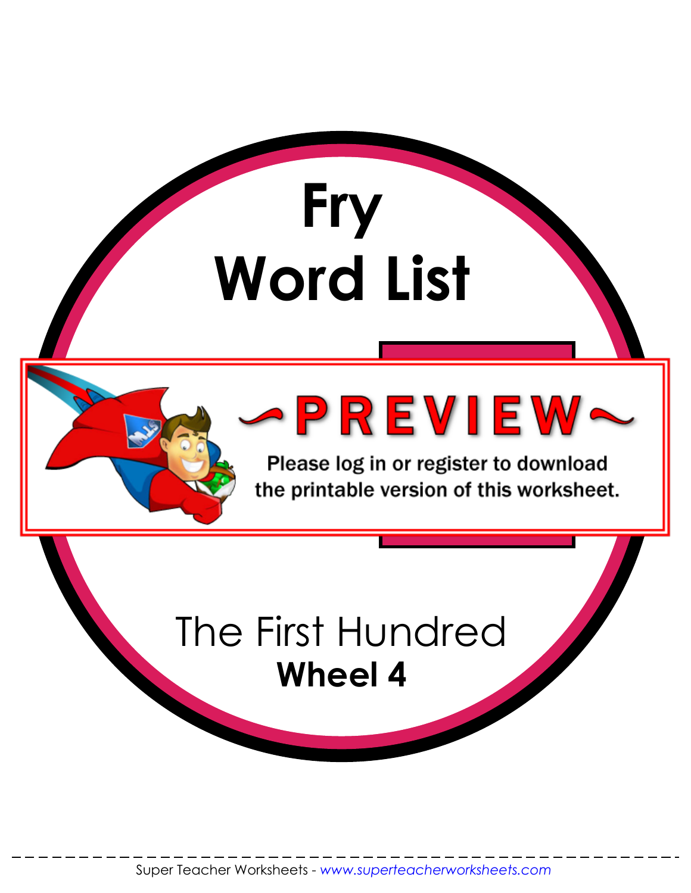# Fry Word List

~PREVIEW~

Please log in or register to download the printable version of this worksheet.

The First Hundred

**Wheel 4**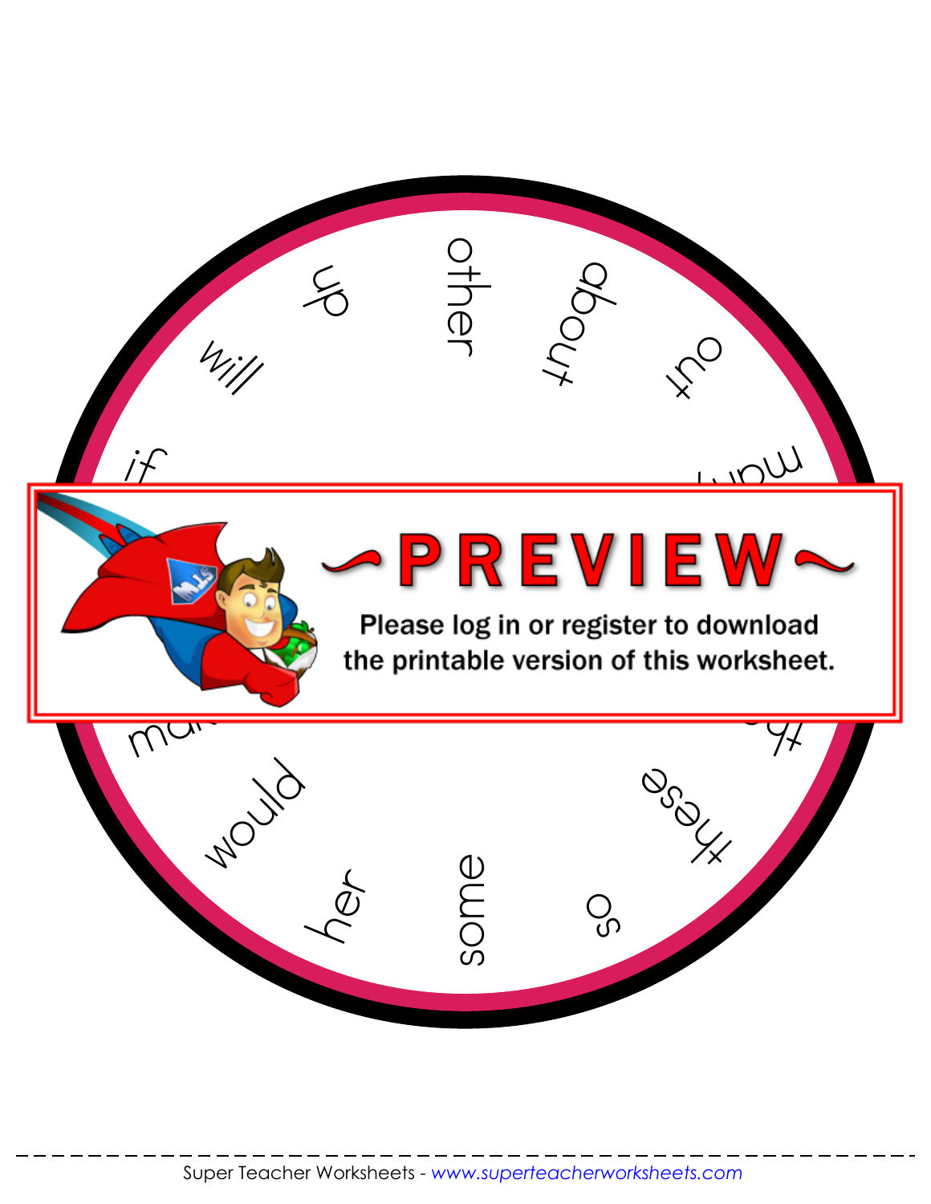other

about

out

up

will

if

~PREVIEW~

Please log in or register to download the printable version of this worksheet.

would

her

some

so

these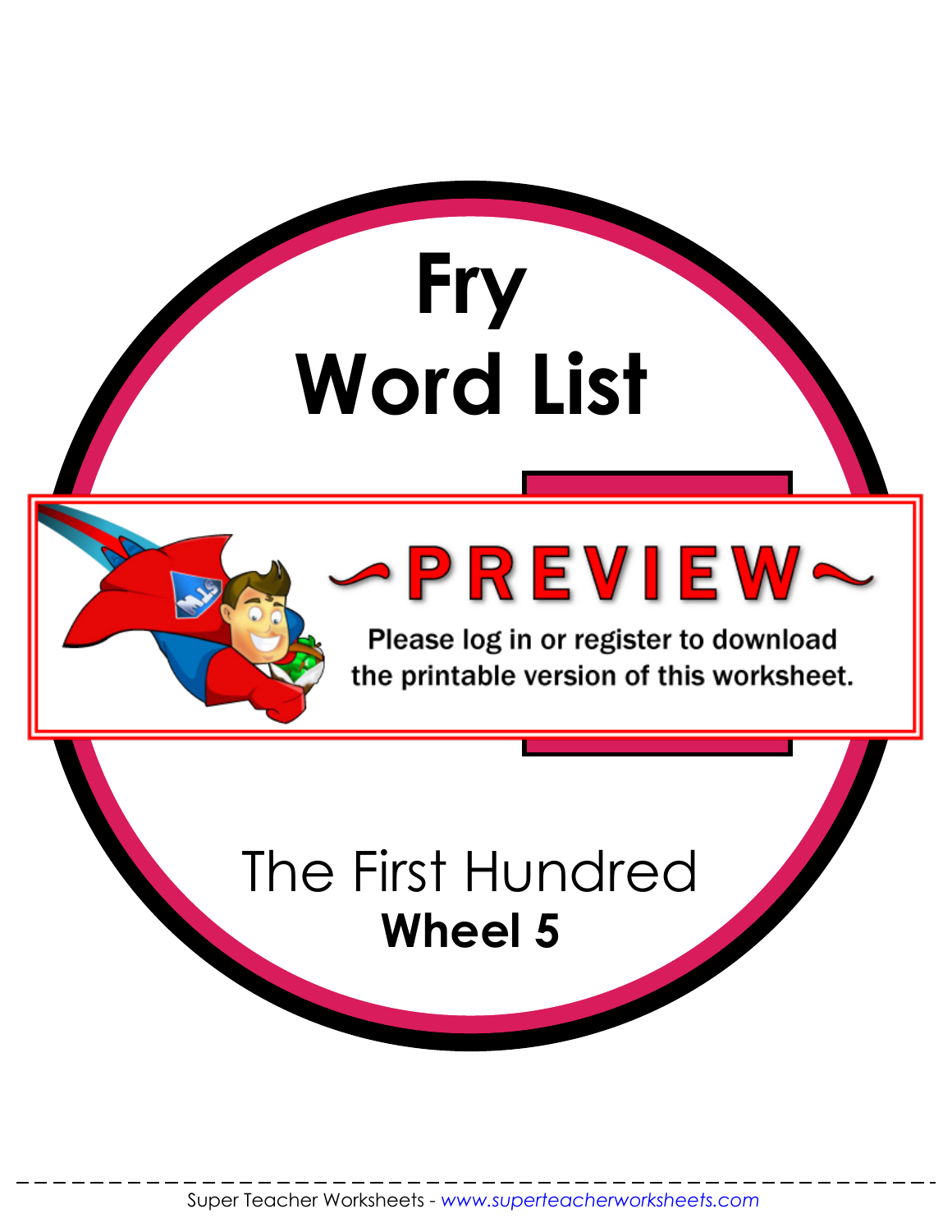# Fry Word List

The First Hundred

**Wheel 5**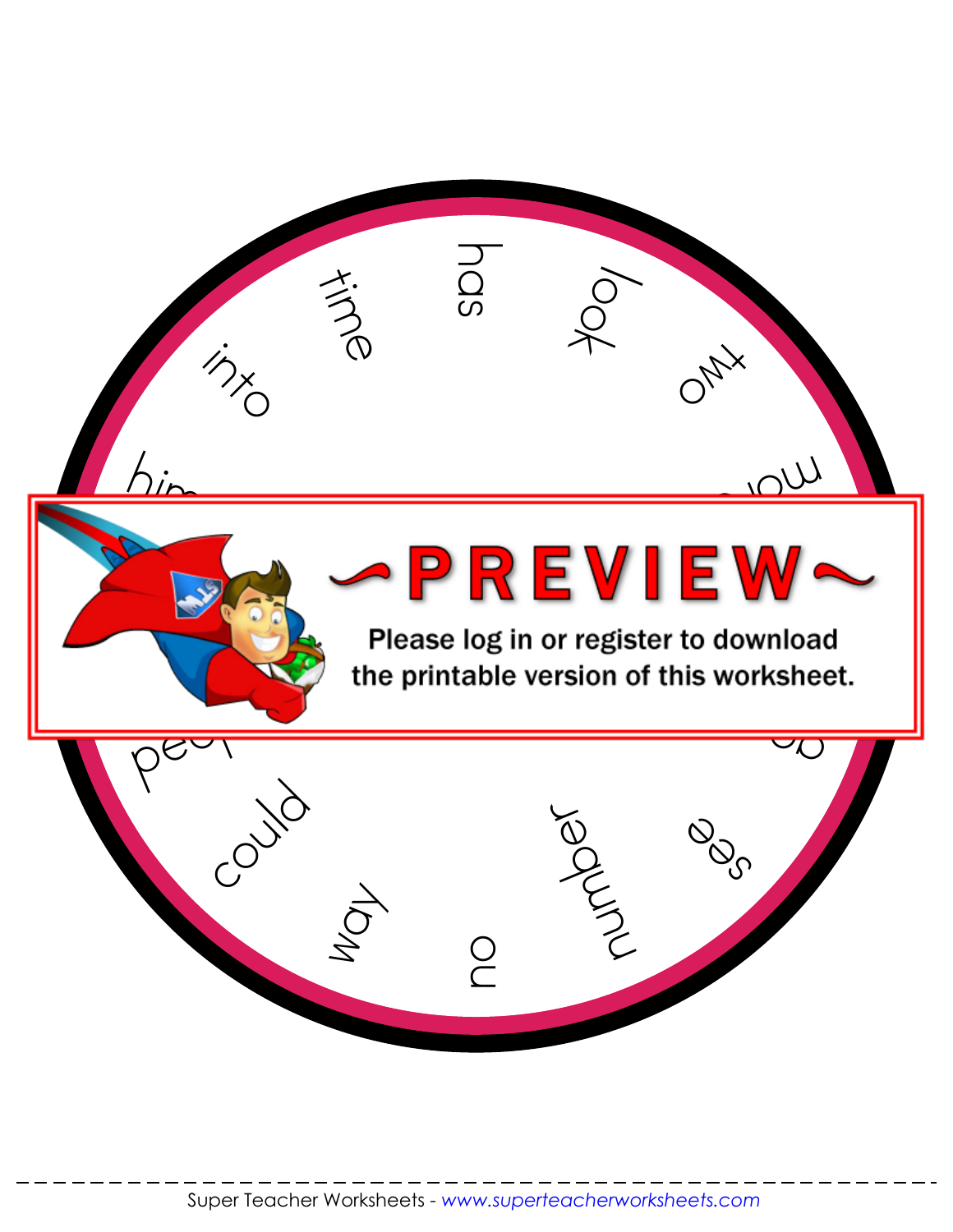has

look

two

ma

up

see

number

on

way

could

peo

him

into

time

~PREVIEW~

Please log in or register to download the printable version of this worksheet.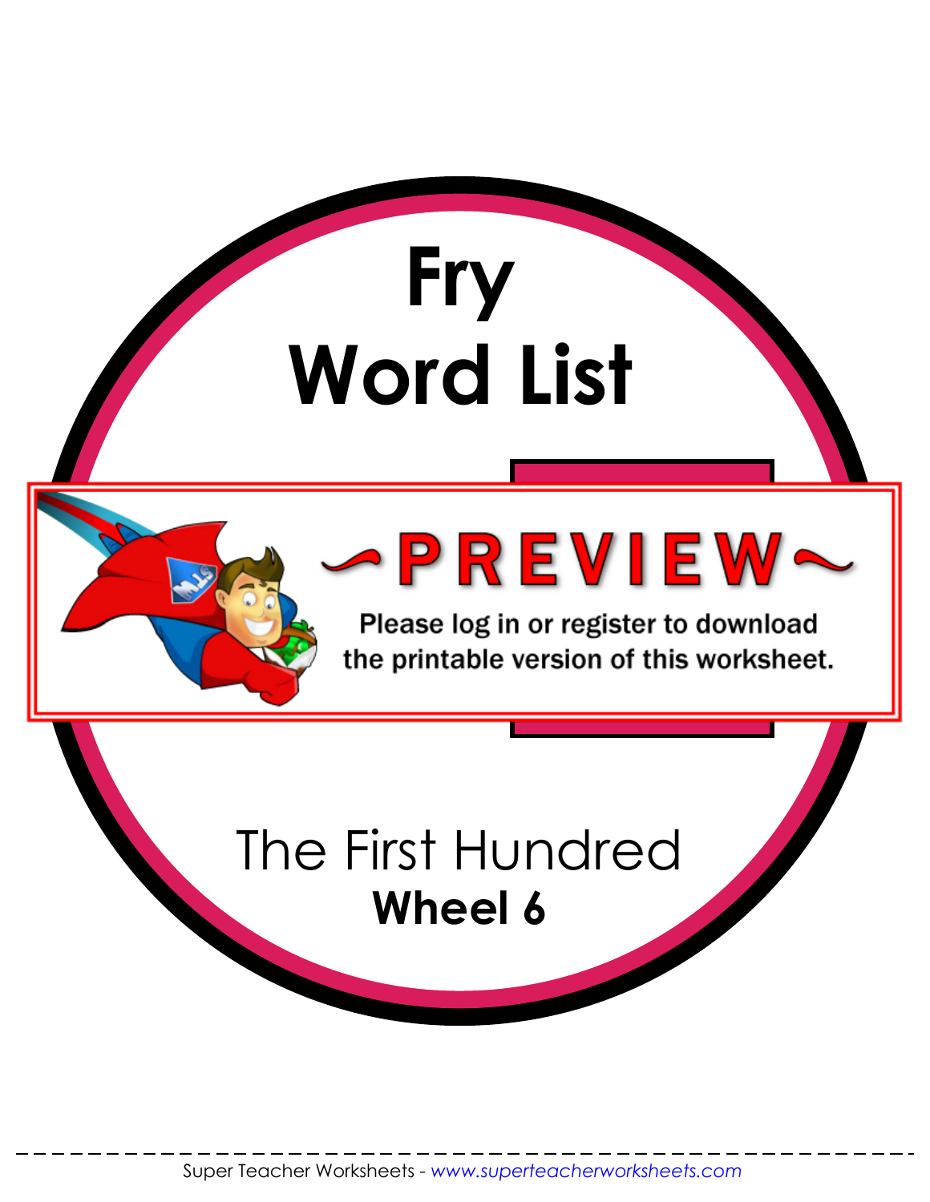# Fry Word List

The First Hundred

**Wheel 6**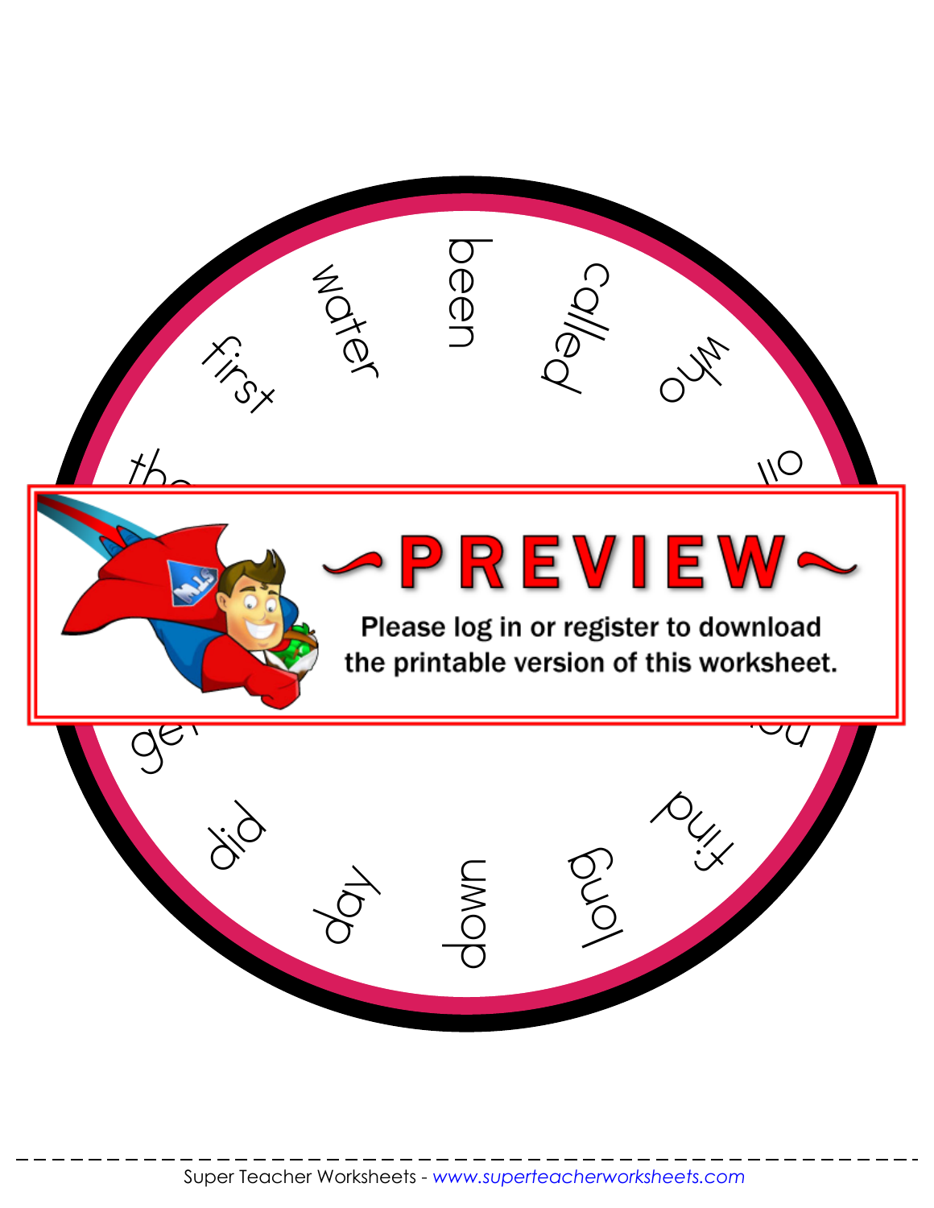been

called

who

water

first

the

ge

did

day

down

long

find

~PREVIEW~

Please log in or register to download the printable version of this worksheet.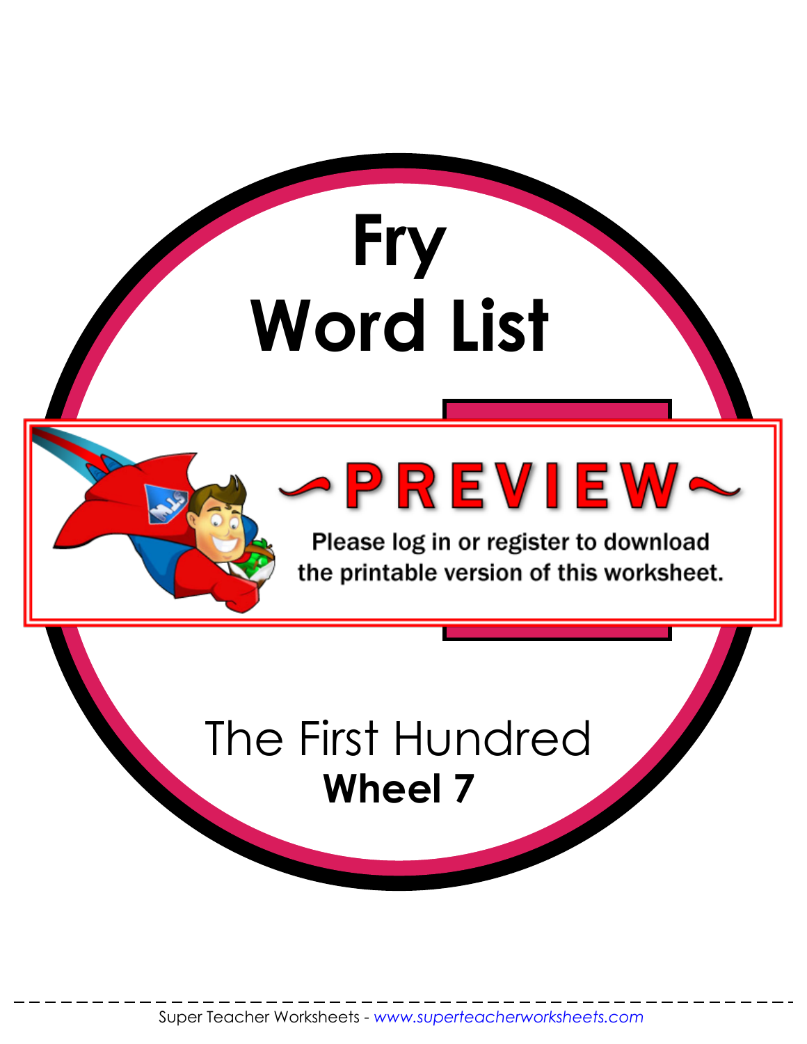# Fry Word List

The First Hundred

**Wheel 7**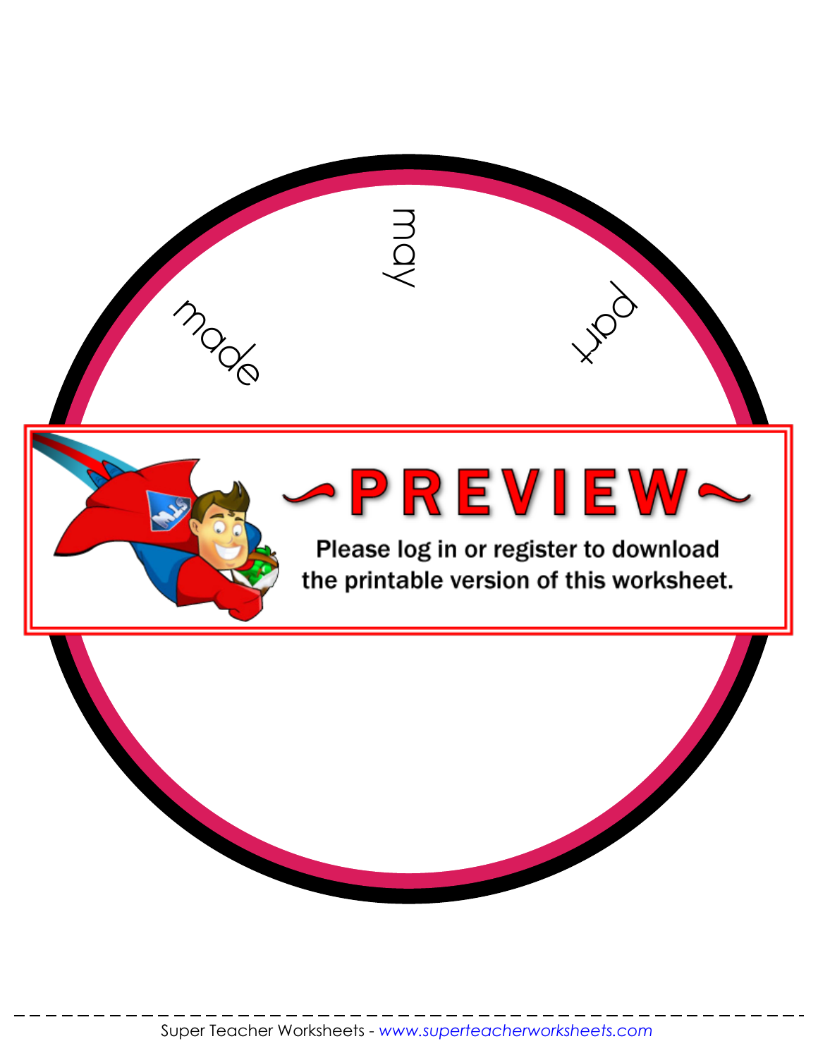made

may

part

~PREVIEW~

Please log in or register to download the printable version of this worksheet.